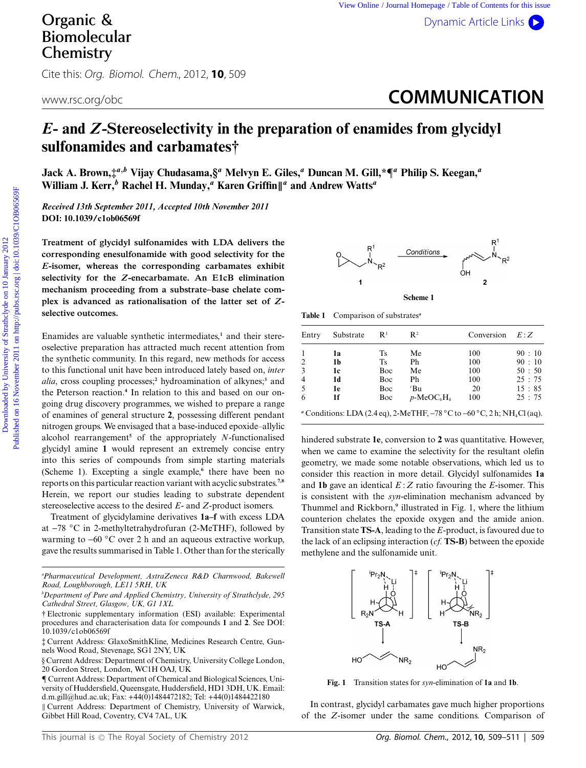# *E*- and *Z*-Stereoselectivity in the preparation of enamides from glycidyl sulfonamides and carbamates†

**Jack A. Brown,‡[a,b] Vijay Chudasama,§[a] Melvyn E. Giles,[a] Duncan M. Gill,*¶[a] Philip S. Keegan,[a] William J. Kerr,[b] Rachel H. Munday,[a] Karen Griffin‖[a] and Andrew Watts[a]**

*Received 13th September 2011, Accepted 10th November 2011*
**DOI: 10.1039/c1ob06569f**

**Treatment of glycidyl sulfonamides with LDA delivers the corresponding enesulfonamide with good selectivity for the *E*-isomer, whereas the corresponding carbamates exhibit selectivity for the *Z*-enecarbamate. An E1cB elimination mechanism proceeding from a substrate–base chelate complex is advanced as rationalisation of the latter set of *Z*-selective outcomes.**

Enamides are valuable synthetic intermediates,[1] and their stereoselective preparation has attracted much recent attention from the synthetic community. In this regard, new methods for access to this functional unit have been introduced lately based on, *inter alia*, cross coupling processes;[2] hydroamination of alkynes;[3] and the Peterson reaction.[4] In relation to this and based on our ongoing drug discovery programmes, we wished to prepare a range of enamines of general structure **2**, possessing different pendant nitrogen groups. We envisaged that a base-induced epoxide–allylic alcohol rearrangement[5] of the appropriately *N*-functionalised glycidyl amine **1** would represent an extremely concise entry into this series of compounds from simple starting materials (Scheme 1). Excepting a single example,[6] there have been no reports on this particular reaction variant with acyclic substrates.[7,8] Herein, we report our studies leading to substrate dependent stereoselective access to the desired *E*- and *Z*-product isomers.

Treatment of glycidylamine derivatives **1a–f** with excess LDA at −78 °C in 2-methyltetrahydrofuran (2-MeTHF), followed by warming to −60 °C over 2 h and an aqueous extractive workup, gave the results summarised in Table 1. Other than for the sterically hindered substrate **1e**, conversion to **2** was quantitative. However, when we came to examine the selectivity for the resultant olefin geometry, we made some notable observations, which led us to consider this reaction in more detail. Glycidyl sulfonamides **1a** and **1b** gave an identical *E* : *Z* ratio favouring the *E*-isomer. This is consistent with the *syn*-elimination mechanism advanced by Thummel and Rickborn,[9] illustrated in Fig. 1, where the lithium counterion chelates the epoxide oxygen and the amide anion. Transition state **TS-A**, leading to the *E*-product, is favoured due to the lack of an eclipsing interaction (*cf.* **TS-B**) between the epoxide methylene and the sulfonamide unit.

**Scheme 1**

**Table 1** Comparison of substrates[a]

| Entry | Substrate | $R^1$ | $R^2$ | Conversion | *E* : *Z* |
|---|---|---|---|---|---|
| 1 | **1a** | Ts | Me | 100 | 90 : 10 |
| 2 | **1b** | Ts | Ph | 100 | 90 : 10 |
| 3 | **1c** | Boc | Me | 100 | 50 : 50 |
| 4 | **1d** | Boc | Ph | 100 | 25 : 75 |
| 5 | **1e** | Boc | $^t$Bu | 20 | 15 : 85 |
| 6 | **1f** | Boc | *p*-MeOC$_6$H$_4$ | 100 | 25 : 75 |

[a] Conditions: LDA (2.4 eq), 2-MeTHF, −78 °C to −60 °C, 2 h; $NH_4Cl$ (aq).

**Fig. 1** Transition states for *syn*-elimination of **1a** and **1b**.

In contrast, glycidyl carbamates gave much higher proportions of the *Z*-isomer under the same conditions. Comparison of

---

[a]*Pharmaceutical Development, AstraZeneca R&D Charnwood, Bakewell Road, Loughborough, LE11 5RH, UK*
[b]*Department of Pure and Applied Chemistry, University of Strathclyde, 295 Cathedral Street, Glasgow, UK, G1 1XL*
† Electronic supplementary information (ESI) available: Experimental procedures and characterisation data for compounds **1** and **2**. See DOI: 10.1039/c1ob06569f
‡ Current Address: GlaxoSmithKline, Medicines Research Centre, Gunnels Wood Road, Stevenage, SG1 2NY, UK
§ Current Address: Department of Chemistry, University College London, 20 Gordon Street, London, WC1H OAJ, UK
¶ Current Address: Department of Chemical and Biological Sciences, University of Huddersfield, Queensgate, Huddersfield, HD1 3DH, UK. Email: d.m.gill@hud.ac.uk; Fax: +44(0)1484472182; Tel: +44(0)1484422180
‖ Current Address: Department of Chemistry, University of Warwick, Gibbet Hill Road, Coventry, CV4 7AL, UK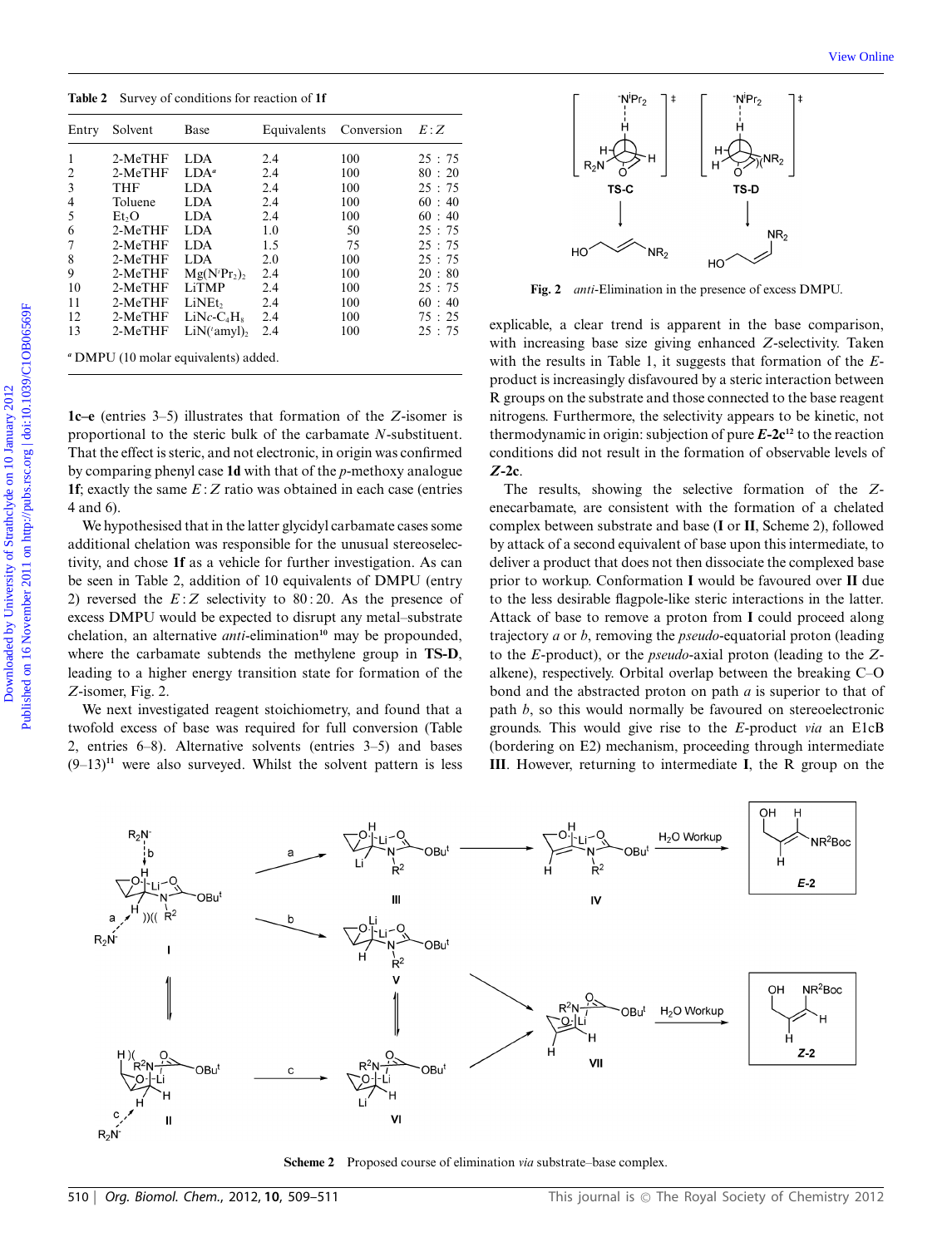**Table 2** Survey of conditions for reaction of **1f**

| Entry | Solvent | Base | Equivalents | Conversion | $E:Z$ |
|---|---|---|---|---|---|
| 1 | 2-MeTHF | LDA | 2.4 | 100 | 25 : 75 |
| 2 | 2-MeTHF | LDA[a] | 2.4 | 100 | 80 : 20 |
| 3 | THF | LDA | 2.4 | 100 | 25 : 75 |
| 4 | Toluene | LDA | 2.4 | 100 | 60 : 40 |
| 5 | $Et_2O$ | LDA | 2.4 | 100 | 60 : 40 |
| 6 | 2-MeTHF | LDA | 1.0 | 50 | 25 : 75 |
| 7 | 2-MeTHF | LDA | 1.5 | 75 | 25 : 75 |
| 8 | 2-MeTHF | LDA | 2.0 | 100 | 25 : 75 |
| 9 | 2-MeTHF | $Mg(N^iPr_2)_2$ | 2.4 | 100 | 20 : 80 |
| 10 | 2-MeTHF | LiTMP | 2.4 | 100 | 25 : 75 |
| 11 | 2-MeTHF | $LiNEt_2$ | 2.4 | 100 | 60 : 40 |
| 12 | 2-MeTHF | $LiNc\text{-}C_4H_8$ | 2.4 | 100 | 75 : 25 |
| 13 | 2-MeTHF | $LiN(^tamyl)_2$ | 2.4 | 100 | 25 : 75 |

[a] DMPU (10 molar equivalents) added.

**1c–e** (entries 3–5) illustrates that formation of the *Z*-isomer is proportional to the steric bulk of the carbamate *N*-substituent. That the effect is steric, and not electronic, in origin was confirmed by comparing phenyl case **1d** with that of the *p*-methoxy analogue **1f**; exactly the same *E* : *Z* ratio was obtained in each case (entries 4 and 6).

We hypothesised that in the latter glycidyl carbamate cases some additional chelation was responsible for the unusual stereoselectivity, and chose **1f** as a vehicle for further investigation. As can be seen in Table 2, addition of 10 equivalents of DMPU (entry 2) reversed the *E* : *Z* selectivity to 80 : 20. As the presence of excess DMPU would be expected to disrupt any metal–substrate chelation, an alternative *anti*-elimination[10] may be propounded, where the carbamate subtends the methylene group in **TS-D**, leading to a higher energy transition state for formation of the *Z*-isomer, Fig. 2.

We next investigated reagent stoichiometry, and found that a twofold excess of base was required for full conversion (Table 2, entries 6–8). Alternative solvents (entries 3–5) and bases (9–13)[11] were also surveyed. Whilst the solvent pattern is less explicable, a clear trend is apparent in the base comparison, with increasing base size giving enhanced *Z*-selectivity. Taken with the results in Table 1, it suggests that formation of the *E*-product is increasingly disfavoured by a steric interaction between R groups on the substrate and those connected to the base reagent nitrogens. Furthermore, the selectivity appears to be kinetic, not thermodynamic in origin: subjection of pure ***E*-2c**[12] to the reaction conditions did not result in the formation of observable levels of ***Z*-2c**.

**Fig. 2** *anti*-Elimination in the presence of excess DMPU.

The results, showing the selective formation of the *Z*-enecarbamate, are consistent with the formation of a chelated complex between substrate and base (**I** or **II**, Scheme 2), followed by attack of a second equivalent of base upon this intermediate, to deliver a product that does not then dissociate the complexed base prior to workup. Conformation **I** would be favoured over **II** due to the less desirable flagpole-like steric interactions in the latter. Attack of base to remove a proton from **I** could proceed along trajectory *a* or *b*, removing the *pseudo*-equatorial proton (leading to the *E*-product), or the *pseudo*-axial proton (leading to the *Z*-alkene), respectively. Orbital overlap between the breaking C–O bond and the abstracted proton on path *a* is superior to that of path *b*, so this would normally be favoured on stereoelectronic grounds. This would give rise to the *E*-product *via* an E1cB (bordering on E2) mechanism, proceeding through intermediate **III**. However, returning to intermediate **I**, the R group on the

**Scheme 2** Proposed course of elimination *via* substrate–base complex.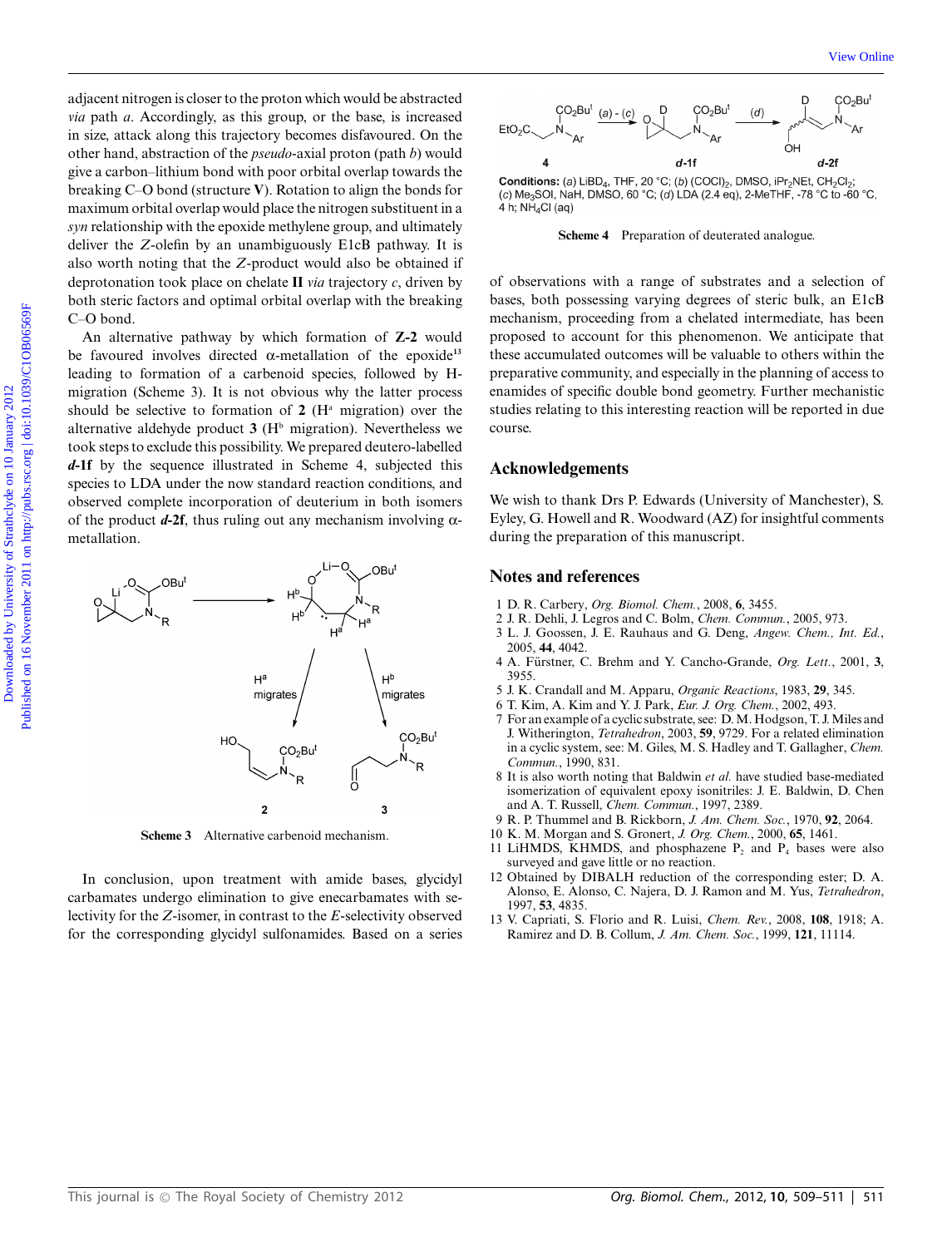adjacent nitrogen is closer to the proton which would be abstracted *via* path *a*. Accordingly, as this group, or the base, is increased in size, attack along this trajectory becomes disfavoured. On the other hand, abstraction of the *pseudo*-axial proton (path *b*) would give a carbon–lithium bond with poor orbital overlap towards the breaking C–O bond (structure **V**). Rotation to align the bonds for maximum orbital overlap would place the nitrogen substituent in a *syn* relationship with the epoxide methylene group, and ultimately deliver the *Z*-olefin by an unambiguously E1cB pathway. It is also worth noting that the *Z*-product would also be obtained if deprotonation took place on chelate **II** *via* trajectory *c*, driven by both steric factors and optimal orbital overlap with the breaking C–O bond.

An alternative pathway by which formation of **Z-2** would be favoured involves directed α-metallation of the epoxide[13] leading to formation of a carbenoid species, followed by H-migration (Scheme 3). It is not obvious why the latter process should be selective to formation of **2** ($H^a$ migration) over the alternative aldehyde product **3** ($H^b$ migration). Nevertheless we took steps to exclude this possibility. We prepared deutero-labelled ***d*-1f** by the sequence illustrated in Scheme 4, subjected this species to LDA under the now standard reaction conditions, and observed complete incorporation of deuterium in both isomers of the product ***d*-2f**, thus ruling out any mechanism involving α-metallation.

Scheme 3 Alternative carbenoid mechanism.

Conditions: (a) $LiBD_4$, THF, 20 °C; (b) $(COCl)_2$, DMSO, $iPr_2NEt$, $CH_2Cl_2$; (c) $Me_3SOI$, NaH, DMSO, 60 °C; (d) LDA (2.4 eq), 2-MeTHF, -78 °C to -60 °C, 4 h; $NH_4Cl$ (aq)

Scheme 4 Preparation of deuterated analogue.

In conclusion, upon treatment with amide bases, glycidyl carbamates undergo elimination to give enecarbamates with selectivity for the *Z*-isomer, in contrast to the *E*-selectivity observed for the corresponding glycidyl sulfonamides. Based on a series of observations with a range of substrates and a selection of bases, both possessing varying degrees of steric bulk, an E1cB mechanism, proceeding from a chelated intermediate, has been proposed to account for this phenomenon. We anticipate that these accumulated outcomes will be valuable to others within the preparative community, and especially in the planning of access to enamides of specific double bond geometry. Further mechanistic studies relating to this interesting reaction will be reported in due course.

## Acknowledgements

We wish to thank Drs P. Edwards (University of Manchester), S. Eyley, G. Howell and R. Woodward (AZ) for insightful comments during the preparation of this manuscript.

## Notes and references

1 D. R. Carbery, *Org. Biomol. Chem.*, 2008, **6**, 3455.
2 J. R. Dehli, J. Legros and C. Bolm, *Chem. Commun.*, 2005, 973.
3 L. J. Goossen, J. E. Rauhaus and G. Deng, *Angew. Chem., Int. Ed.*, 2005, **44**, 4042.
4 A. Fürstner, C. Brehm and Y. Cancho-Grande, *Org. Lett.*, 2001, **3**, 3955.
5 J. K. Crandall and M. Apparu, *Organic Reactions*, 1983, **29**, 345.
6 T. Kim, A. Kim and Y. J. Park, *Eur. J. Org. Chem.*, 2002, 493.
7 For an example of a cyclic substrate, see: D. M. Hodgson, T. J. Miles and J. Witherington, *Tetrahedron*, 2003, **59**, 9729. For a related elimination in a cyclic system, see: M. Giles, M. S. Hadley and T. Gallagher, *Chem. Commun.*, 1990, 831.
8 It is also worth noting that Baldwin *et al.* have studied base-mediated isomerization of equivalent epoxy isonitriles: J. E. Baldwin, D. Chen and A. T. Russell, *Chem. Commun.*, 1997, 2389.
9 R. P. Thummel and B. Rickborn, *J. Am. Chem. Soc.*, 1970, **92**, 2064.
10 K. M. Morgan and S. Gronert, *J. Org. Chem.*, 2000, **65**, 1461.
11 LiHMDS, KHMDS, and phosphazene $P_2$ and $P_4$ bases were also surveyed and gave little or no reaction.
12 Obtained by DIBALH reduction of the corresponding ester; D. A. Alonso, E. Alonso, C. Najera, D. J. Ramon and M. Yus, *Tetrahedron*, 1997, **53**, 4835.
13 V. Capriati, S. Florio and R. Luisi, *Chem. Rev.*, 2008, **108**, 1918; A. Ramirez and D. B. Collum, *J. Am. Chem. Soc.*, 1999, **121**, 11114.